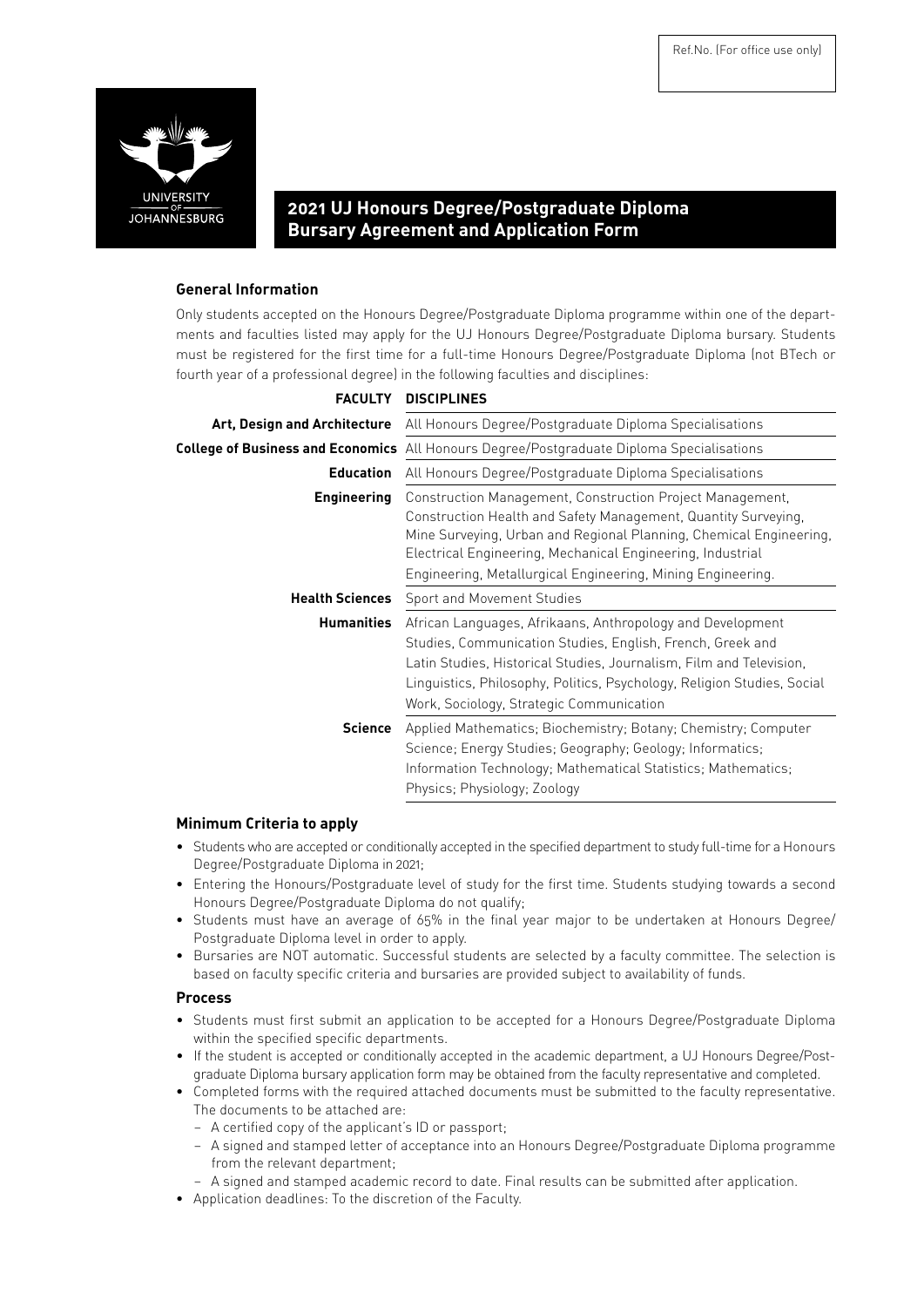Ref.No. (For office use only)

# 2021 UJ Honours Degree/Postgraduate Diploma Bursary Agreement and Application Form

## General Information

Only students accepted on the Honours Degree/Postgraduate Diploma programme within one of the departments and faculties listed may apply for the UJ Honours Degree/Postgraduate Diploma bursary. Students must be registered for the first time for a full-time Honours Degree/Postgraduate Diploma (not BTech or fourth year of a professional degree) in the following faculties and disciplines:

| FACULTY | DISCIPLINES |
|---|---|
| **Art, Design and Architecture** | All Honours Degree/Postgraduate Diploma Specialisations |
| **College of Business and Economics** | All Honours Degree/Postgraduate Diploma Specialisations |
| **Education** | All Honours Degree/Postgraduate Diploma Specialisations |
| **Engineering** | Construction Management, Construction Project Management, Construction Health and Safety Management, Quantity Surveying, Mine Surveying, Urban and Regional Planning, Chemical Engineering, Electrical Engineering, Mechanical Engineering, Industrial Engineering, Metallurgical Engineering, Mining Engineering. |
| **Health Sciences** | Sport and Movement Studies |
| **Humanities** | African Languages, Afrikaans, Anthropology and Development Studies, Communication Studies, English, French, Greek and Latin Studies, Historical Studies, Journalism, Film and Television, Linguistics, Philosophy, Politics, Psychology, Religion Studies, Social Work, Sociology, Strategic Communication |
| **Science** | Applied Mathematics; Biochemistry; Botany; Chemistry; Computer Science; Energy Studies; Geography; Geology; Informatics; Information Technology; Mathematical Statistics; Mathematics; Physics; Physiology; Zoology |

## Minimum Criteria to apply

- Students who are accepted or conditionally accepted in the specified department to study full-time for a Honours Degree/Postgraduate Diploma in 2021;
- Entering the Honours/Postgraduate level of study for the first time. Students studying towards a second Honours Degree/Postgraduate Diploma do not qualify;
- Students must have an average of 65% in the final year major to be undertaken at Honours Degree/Postgraduate Diploma level in order to apply.
- Bursaries are NOT automatic. Successful students are selected by a faculty committee. The selection is based on faculty specific criteria and bursaries are provided subject to availability of funds.

## Process

- Students must first submit an application to be accepted for a Honours Degree/Postgraduate Diploma within the specified specific departments.
- If the student is accepted or conditionally accepted in the academic department, a UJ Honours Degree/Postgraduate Diploma bursary application form may be obtained from the faculty representative and completed.
- Completed forms with the required attached documents must be submitted to the faculty representative. The documents to be attached are:
  - A certified copy of the applicant's ID or passport;
  - A signed and stamped letter of acceptance into an Honours Degree/Postgraduate Diploma programme from the relevant department;
  - A signed and stamped academic record to date. Final results can be submitted after application.
- Application deadlines: To the discretion of the Faculty.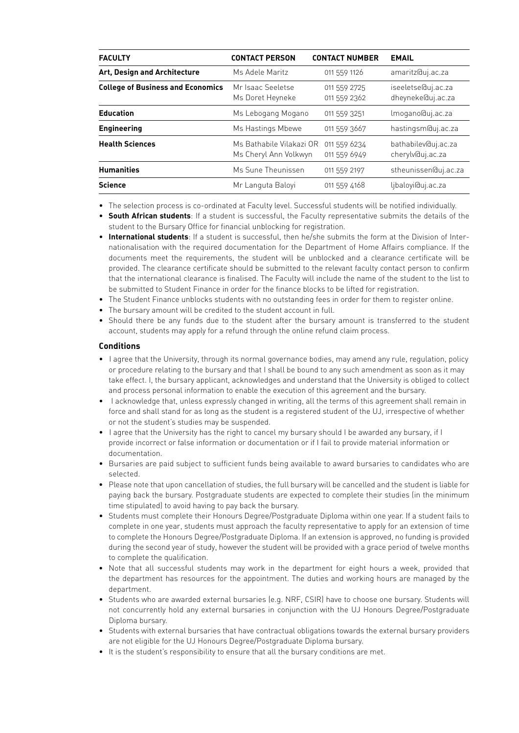| FACULTY | CONTACT PERSON | CONTACT NUMBER | EMAIL |
|---|---|---|---|
| **Art, Design and Architecture** | Ms Adele Maritz | 011 559 1126 | amaritz@uj.ac.za |
| **College of Business and Economics** | Mr Isaac Seeletse<br>Ms Doret Heyneke | 011 559 2725<br>011 559 2362 | iseeletse@uj.ac.za<br>dheyneke@uj.ac.za |
| **Education** | Ms Lebogang Mogano | 011 559 3251 | lmogano@uj.ac.za |
| **Engineering** | Ms Hastings Mbewe | 011 559 3667 | hastingsm@uj.ac.za |
| **Health Sciences** | Ms Bathabile Vilakazi OR<br>Ms Cheryl Ann Volkwyn | 011 559 6234<br>011 559 6949 | bathabilev@uj.ac.za<br>cherylv@uj.ac.za |
| **Humanities** | Ms Sune Theunissen | 011 559 2197 | stheunissen@uj.ac.za |
| **Science** | Mr Languta Baloyi | 011 559 4168 | ljbaloyi@uj.ac.za |

- The selection process is co-ordinated at Faculty level. Successful students will be notified individually.
- **South African students**: If a student is successful, the Faculty representative submits the details of the student to the Bursary Office for financial unblocking for registration.
- **International students**: If a student is successful, then he/she submits the form at the Division of Internationalisation with the required documentation for the Department of Home Affairs compliance. If the documents meet the requirements, the student will be unblocked and a clearance certificate will be provided. The clearance certificate should be submitted to the relevant faculty contact person to confirm that the international clearance is finalised. The Faculty will include the name of the student to the list to be submitted to Student Finance in order for the finance blocks to be lifted for registration.
- The Student Finance unblocks students with no outstanding fees in order for them to register online.
- The bursary amount will be credited to the student account in full.
- Should there be any funds due to the student after the bursary amount is transferred to the student account, students may apply for a refund through the online refund claim process.

### Conditions

- I agree that the University, through its normal governance bodies, may amend any rule, regulation, policy or procedure relating to the bursary and that I shall be bound to any such amendment as soon as it may take effect. I, the bursary applicant, acknowledges and understand that the University is obliged to collect and process personal information to enable the execution of this agreement and the bursary.
- I acknowledge that, unless expressly changed in writing, all the terms of this agreement shall remain in force and shall stand for as long as the student is a registered student of the UJ, irrespective of whether or not the student's studies may be suspended.
- I agree that the University has the right to cancel my bursary should I be awarded any bursary, if I provide incorrect or false information or documentation or if I fail to provide material information or documentation.
- Bursaries are paid subject to sufficient funds being available to award bursaries to candidates who are selected.
- Please note that upon cancellation of studies, the full bursary will be cancelled and the student is liable for paying back the bursary. Postgraduate students are expected to complete their studies (in the minimum time stipulated) to avoid having to pay back the bursary.
- Students must complete their Honours Degree/Postgraduate Diploma within one year. If a student fails to complete in one year, students must approach the faculty representative to apply for an extension of time to complete the Honours Degree/Postgraduate Diploma. If an extension is approved, no funding is provided during the second year of study, however the student will be provided with a grace period of twelve months to complete the qualification.
- Note that all successful students may work in the department for eight hours a week, provided that the department has resources for the appointment. The duties and working hours are managed by the department.
- Students who are awarded external bursaries (e.g. NRF, CSIR) have to choose one bursary. Students will not concurrently hold any external bursaries in conjunction with the UJ Honours Degree/Postgraduate Diploma bursary.
- Students with external bursaries that have contractual obligations towards the external bursary providers are not eligible for the UJ Honours Degree/Postgraduate Diploma bursary.
- It is the student's responsibility to ensure that all the bursary conditions are met.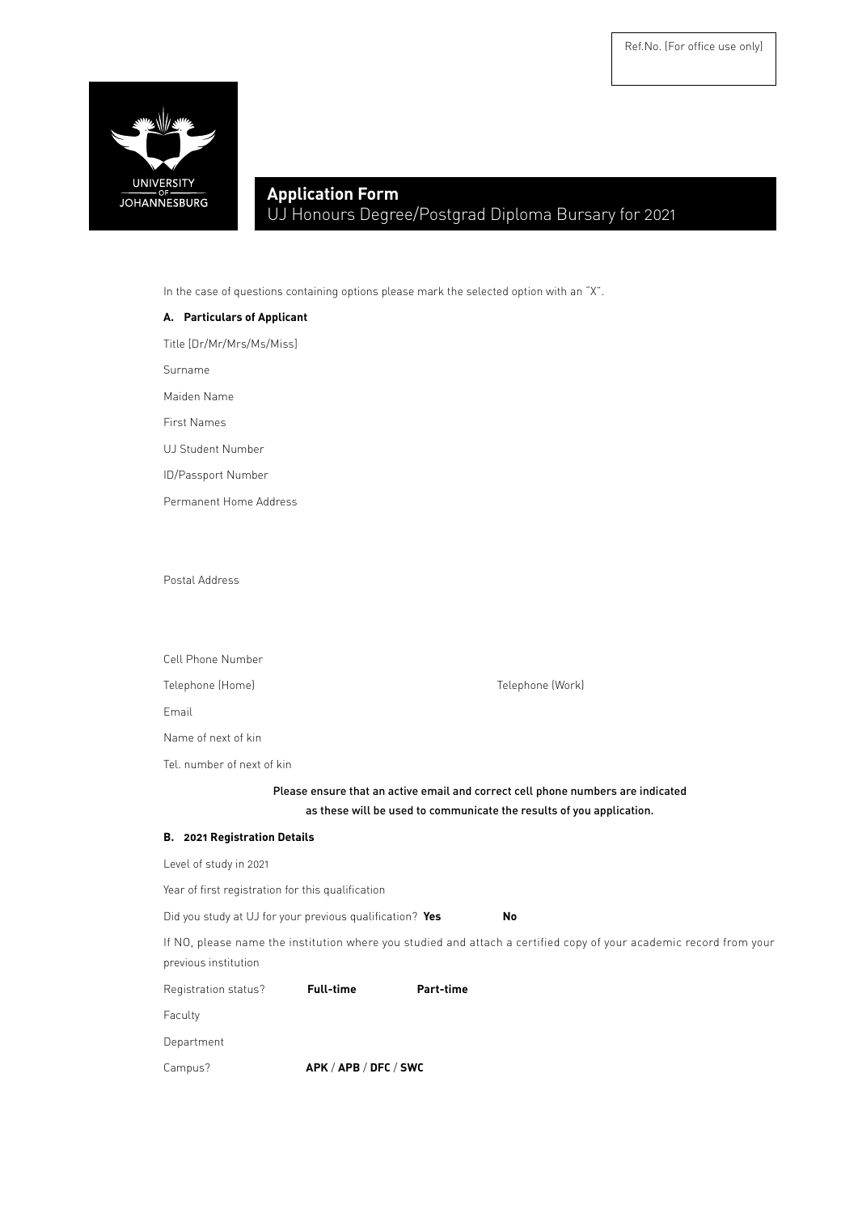Ref.No. (For office use only)

UNIVERSITY OF JOHANNESBURG

# Application Form

## UJ Honours Degree/Postgrad Diploma Bursary for 2021

In the case of questions containing options please mark the selected option with an "X".

### A. Particulars of Applicant

Title [Dr/Mr/Mrs/Ms/Miss]

Surname

Maiden Name

First Names

UJ Student Number

ID/Passport Number

Permanent Home Address

Postal Address

Cell Phone Number

Telephone (Home) Telephone (Work)

Email

Name of next of kin

Tel. number of next of kin

Please ensure that an active email and correct cell phone numbers are indicated as these will be used to communicate the results of you application.

### B. 2021 Registration Details

Level of study in 2021

Year of first registration for this qualification

Did you study at UJ for your previous qualification? **Yes** **No**

If NO, please name the institution where you studied and attach a certified copy of your academic record from your previous institution

Registration status? **Full-time** **Part-time**

Faculty

Department

Campus? **APK** / **APB** / **DFC** / **SWC**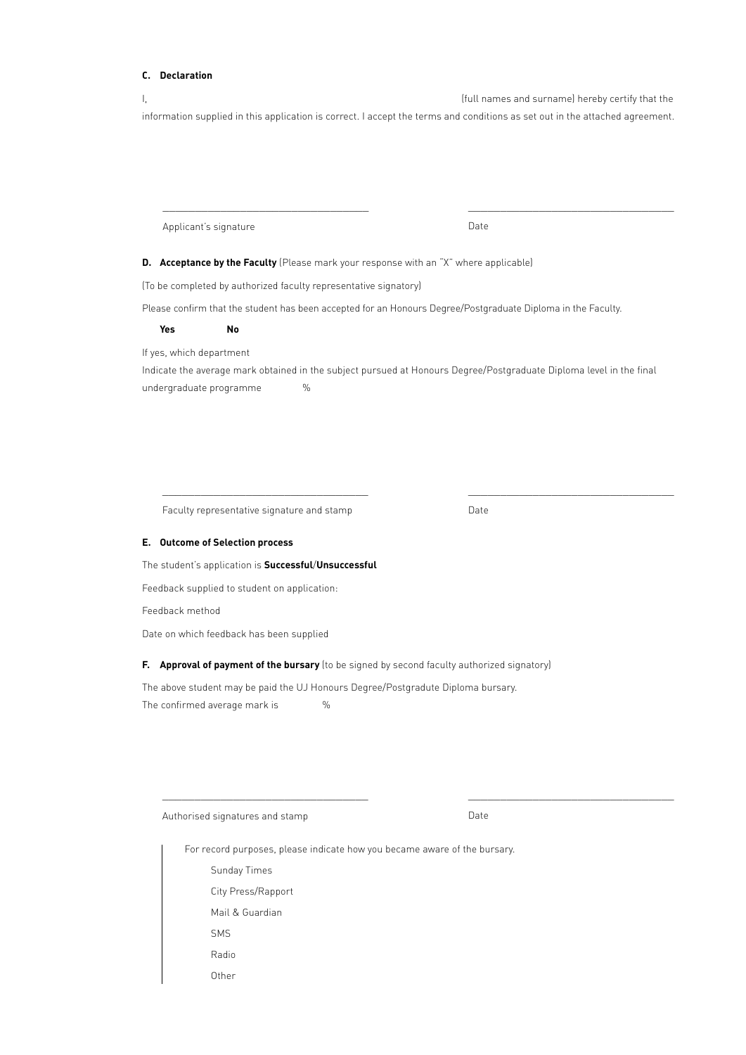**C. Declaration**

I, (full names and surname) hereby certify that the information supplied in this application is correct. I accept the terms and conditions as set out in the attached agreement.

\_\_\_\_\_\_\_\_\_\_\_\_\_\_\_\_\_\_\_\_\_\_\_\_\_\_\_\_\_\_\_\_\_\_\_\_\_\_\_ \_\_\_\_\_\_\_\_\_\_\_\_\_\_\_\_\_\_\_\_\_\_\_\_\_\_\_\_\_\_\_\_\_\_\_\_\_\_\_

Applicant's signature Date

**D. Acceptance by the Faculty** (Please mark your response with an "X" where applicable)

(To be completed by authorized faculty representative signatory)

Please confirm that the student has been accepted for an Honours Degree/Postgraduate Diploma in the Faculty.

**Yes** **No**

If yes, which department

Indicate the average mark obtained in the subject pursued at Honours Degree/Postgraduate Diploma level in the final undergraduate programme %

\_\_\_\_\_\_\_\_\_\_\_\_\_\_\_\_\_\_\_\_\_\_\_\_\_\_\_\_\_\_\_\_\_\_\_\_\_\_\_ \_\_\_\_\_\_\_\_\_\_\_\_\_\_\_\_\_\_\_\_\_\_\_\_\_\_\_\_\_\_\_\_\_\_\_\_\_\_\_

Faculty representative signature and stamp Date

**E. Outcome of Selection process**

The student's application is **Successful**/**Unsuccessful**

Feedback supplied to student on application:

Feedback method

Date on which feedback has been supplied

**F. Approval of payment of the bursary** (to be signed by second faculty authorized signatory)

The above student may be paid the UJ Honours Degree/Postgradute Diploma bursary.

The confirmed average mark is %

\_\_\_\_\_\_\_\_\_\_\_\_\_\_\_\_\_\_\_\_\_\_\_\_\_\_\_\_\_\_\_\_\_\_\_\_\_\_\_ \_\_\_\_\_\_\_\_\_\_\_\_\_\_\_\_\_\_\_\_\_\_\_\_\_\_\_\_\_\_\_\_\_\_\_\_\_\_\_

Authorised signatures and stamp Date

For record purposes, please indicate how you became aware of the bursary.

- Sunday Times
- City Press/Rapport
- Mail & Guardian
- SMS
- Radio
- Other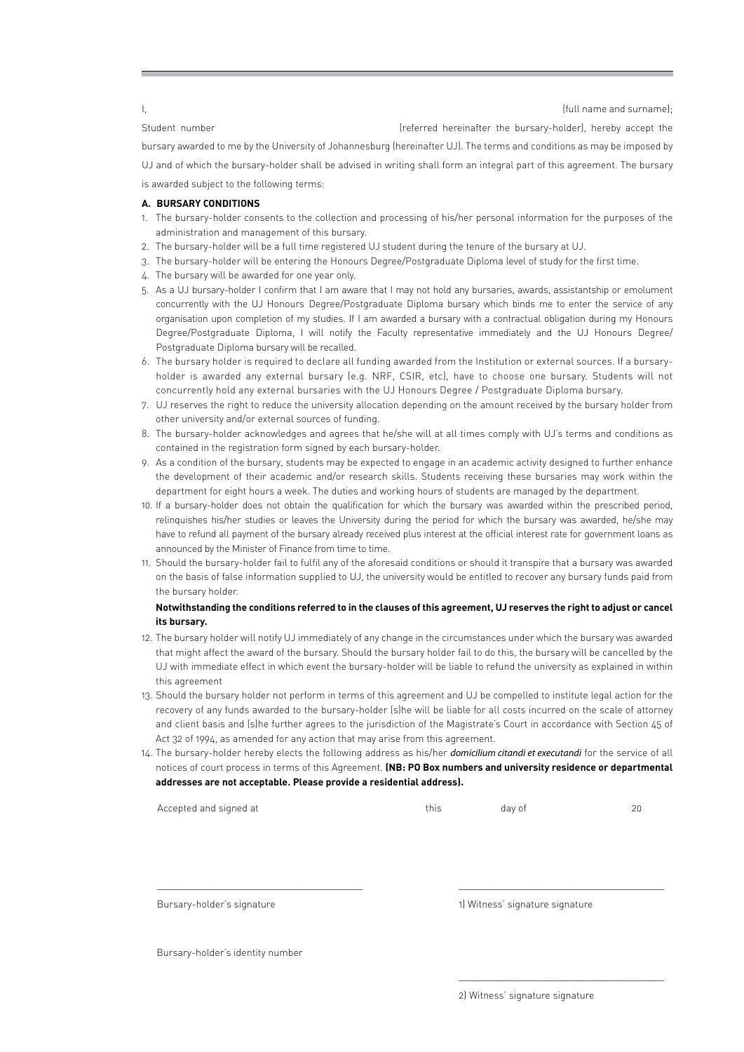I, (full name and surname);

Student number (referred hereinafter the bursary-holder), hereby accept the bursary awarded to me by the University of Johannesburg (hereinafter UJ). The terms and conditions as may be imposed by UJ and of which the bursary-holder shall be advised in writing shall form an integral part of this agreement. The bursary is awarded subject to the following terms:

**A. BURSARY CONDITIONS**

1. The bursary-holder consents to the collection and processing of his/her personal information for the purposes of the administration and management of this bursary.
2. The bursary-holder will be a full time registered UJ student during the tenure of the bursary at UJ.
3. The bursary-holder will be entering the Honours Degree/Postgraduate Diploma level of study for the first time.
4. The bursary will be awarded for one year only.
5. As a UJ bursary-holder I confirm that I am aware that I may not hold any bursaries, awards, assistantship or emolument concurrently with the UJ Honours Degree/Postgraduate Diploma bursary which binds me to enter the service of any organisation upon completion of my studies. If I am awarded a bursary with a contractual obligation during my Honours Degree/Postgraduate Diploma, I will notify the Faculty representative immediately and the UJ Honours Degree/ Postgraduate Diploma bursary will be recalled.
6. The bursary holder is required to declare all funding awarded from the Institution or external sources. If a bursary-holder is awarded any external bursary (e.g. NRF, CSIR, etc), have to choose one bursary. Students will not concurrently hold any external bursaries with the UJ Honours Degree / Postgraduate Diploma bursary.
7. UJ reserves the right to reduce the university allocation depending on the amount received by the bursary holder from other university and/or external sources of funding.
8. The bursary-holder acknowledges and agrees that he/she will at all times comply with UJ's terms and conditions as contained in the registration form signed by each bursary-holder.
9. As a condition of the bursary, students may be expected to engage in an academic activity designed to further enhance the development of their academic and/or research skills. Students receiving these bursaries may work within the department for eight hours a week. The duties and working hours of students are managed by the department.
10. If a bursary-holder does not obtain the qualification for which the bursary was awarded within the prescribed period, relinquishes his/her studies or leaves the University during the period for which the bursary was awarded, he/she may have to refund all payment of the bursary already received plus interest at the official interest rate for government loans as announced by the Minister of Finance from time to time.
11. Should the bursary-holder fail to fulfil any of the aforesaid conditions or should it transpire that a bursary was awarded on the basis of false information supplied to UJ, the university would be entitled to recover any bursary funds paid from the bursary holder.

    **Notwithstanding the conditions referred to in the clauses of this agreement, UJ reserves the right to adjust or cancel its bursary.**

12. The bursary holder will notify UJ immediately of any change in the circumstances under which the bursary was awarded that might affect the award of the bursary. Should the bursary holder fail to do this, the bursary will be cancelled by the UJ with immediate effect in which event the bursary-holder will be liable to refund the university as explained in within this agreement
13. Should the bursary holder not perform in terms of this agreement and UJ be compelled to institute legal action for the recovery of any funds awarded to the bursary-holder (s)he will be liable for all costs incurred on the scale of attorney and client basis and (s)he further agrees to the jurisdiction of the Magistrate's Court in accordance with Section 45 of Act 32 of 1994, as amended for any action that may arise from this agreement.
14. The bursary-holder hereby elects the following address as his/her *domicilium citandi et executandi* for the service of all notices of court process in terms of this Agreement. **(NB: PO Box numbers and university residence or departmental addresses are not acceptable. Please provide a residential address).**

Accepted and signed at this day of 20

_______________________________________

Bursary-holder's signature

_______________________________________

1) Witness' signature signature

Bursary-holder's identity number

_______________________________________

2) Witness' signature signature